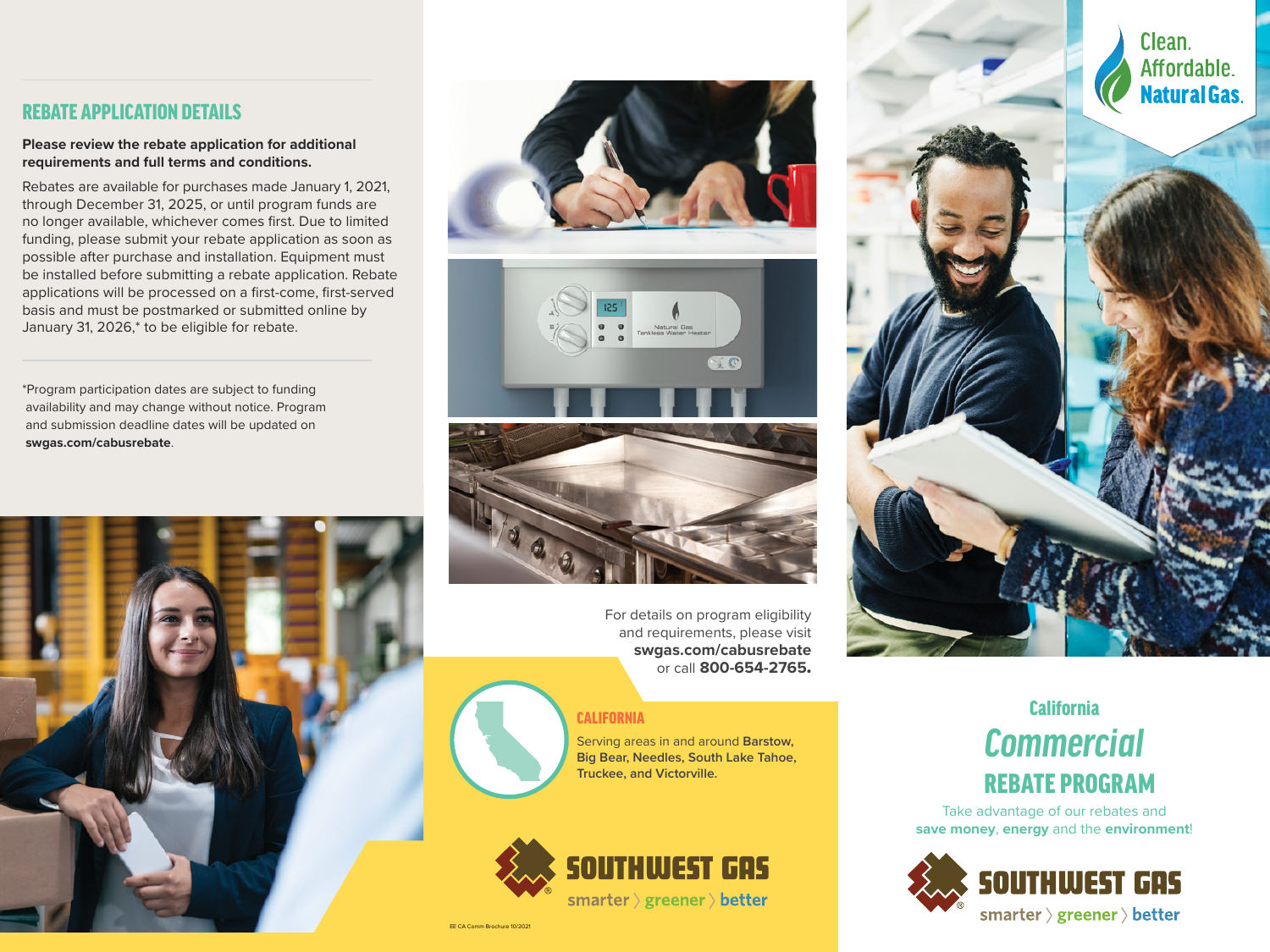## REBATE APPLICATION DETAILS

**Please review the rebate application for additional requirements and full terms and conditions.**

Rebates are available for purchases made January 1, 2021, through December 31, 2025, or until program funds are no longer available, whichever comes first. Due to limited funding, please submit your rebate application as soon as possible after purchase and installation. Equipment must be installed before submitting a rebate application. Rebate applications will be processed on a first-come, first-served basis and must be postmarked or submitted online by January 31, 2026,* to be eligible for rebate.

*Program participation dates are subject to funding availability and may change without notice. Program and submission deadline dates will be updated on **swgas.com/cabusrebate**.

For details on program eligibility and requirements, please visit **swgas.com/cabusrebate** or call **800-654-2765.**

### CALIFORNIA

Serving areas in and around **Barstow, Big Bear, Needles, South Lake Tahoe, Truckee, and Victorville.**

SOUTHWEST GAS
smarter 〉 greener 〉 better

EE CA Comm Brochure 10/2021

Clean. Affordable. Natural Gas.

# California *Commercial* REBATE PROGRAM

Take advantage of our rebates and **save money**, **energy** and the **environment**!

SOUTHWEST GAS
smarter 〉 greener 〉 better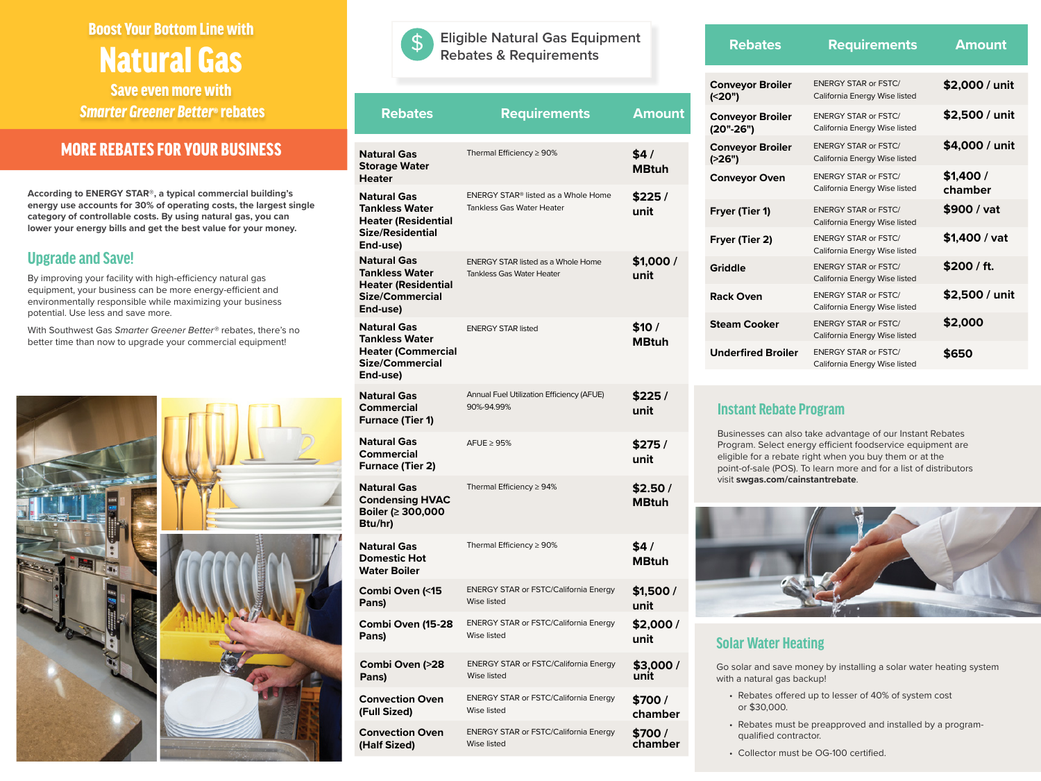Boost Your Bottom Line with

# Natural Gas

Save even more with

*Smarter Greener Better*® rebates

## MORE REBATES FOR YOUR BUSINESS

**According to ENERGY STAR®, a typical commercial building's energy use accounts for 30% of operating costs, the largest single category of controllable costs. By using natural gas, you can lower your energy bills and get the best value for your money.**

### Upgrade and Save!

By improving your facility with high-efficiency natural gas equipment, your business can be more energy-efficient and environmentally responsible while maximizing your business potential. Use less and save more.

With Southwest Gas *Smarter Greener Better*® rebates, there's no better time than now to upgrade your commercial equipment!

## Eligible Natural Gas Equipment Rebates & Requirements

| Rebates | Requirements | Amount |
|---|---|---|
| **Natural Gas Storage Water Heater** | Thermal Efficiency ≥ 90% | **$4 / MBtuh** |
| **Natural Gas Tankless Water Heater (Residential Size/Residential End-use)** | ENERGY STAR® listed as a Whole Home Tankless Gas Water Heater | **$225 / unit** |
| **Natural Gas Tankless Water Heater (Residential Size/Commercial End-use)** | ENERGY STAR listed as a Whole Home Tankless Gas Water Heater | **$1,000 / unit** |
| **Natural Gas Tankless Water Heater (Commercial Size/Commercial End-use)** | ENERGY STAR listed | **$10 / MBtuh** |
| **Natural Gas Commercial Furnace (Tier 1)** | Annual Fuel Utilization Efficiency (AFUE) 90%-94.99% | **$225 / unit** |
| **Natural Gas Commercial Furnace (Tier 2)** | AFUE ≥ 95% | **$275 / unit** |
| **Natural Gas Condensing HVAC Boiler (≥ 300,000 Btu/hr)** | Thermal Efficiency ≥ 94% | **$2.50 / MBtuh** |
| **Natural Gas Domestic Hot Water Boiler** | Thermal Efficiency ≥ 90% | **$4 / MBtuh** |
| **Combi Oven (<15 Pans)** | ENERGY STAR or FSTC/California Energy Wise listed | **$1,500 / unit** |
| **Combi Oven (15-28 Pans)** | ENERGY STAR or FSTC/California Energy Wise listed | **$2,000 / unit** |
| **Combi Oven (>28 Pans)** | ENERGY STAR or FSTC/California Energy Wise listed | **$3,000 / unit** |
| **Convection Oven (Full Sized)** | ENERGY STAR or FSTC/California Energy Wise listed | **$700 / chamber** |
| **Convection Oven (Half Sized)** | ENERGY STAR or FSTC/California Energy Wise listed | **$700 / chamber** |
| **Conveyor Broiler (<20")** | ENERGY STAR or FSTC/ California Energy Wise listed | **$2,000 / unit** |
| **Conveyor Broiler (20"-26")** | ENERGY STAR or FSTC/ California Energy Wise listed | **$2,500 / unit** |
| **Conveyor Broiler (>26")** | ENERGY STAR or FSTC/ California Energy Wise listed | **$4,000 / unit** |
| **Conveyor Oven** | ENERGY STAR or FSTC/ California Energy Wise listed | **$1,400 / chamber** |
| **Fryer (Tier 1)** | ENERGY STAR or FSTC/ California Energy Wise listed | **$900 / vat** |
| **Fryer (Tier 2)** | ENERGY STAR or FSTC/ California Energy Wise listed | **$1,400 / vat** |
| **Griddle** | ENERGY STAR or FSTC/ California Energy Wise listed | **$200 / ft.** |
| **Rack Oven** | ENERGY STAR or FSTC/ California Energy Wise listed | **$2,500 / unit** |
| **Steam Cooker** | ENERGY STAR or FSTC/ California Energy Wise listed | **$2,000** |
| **Underfired Broiler** | ENERGY STAR or FSTC/ California Energy Wise listed | **$650** |

### Instant Rebate Program

Businesses can also take advantage of our Instant Rebates Program. Select energy efficient foodservice equipment are eligible for a rebate right when you buy them or at the point-of-sale (POS). To learn more and for a list of distributors visit **swgas.com/cainstantrebate**.

### Solar Water Heating

Go solar and save money by installing a solar water heating system with a natural gas backup!

- Rebates offered up to lesser of 40% of system cost or $30,000.
- Rebates must be preapproved and installed by a program-qualified contractor.
- Collector must be OG-100 certified.